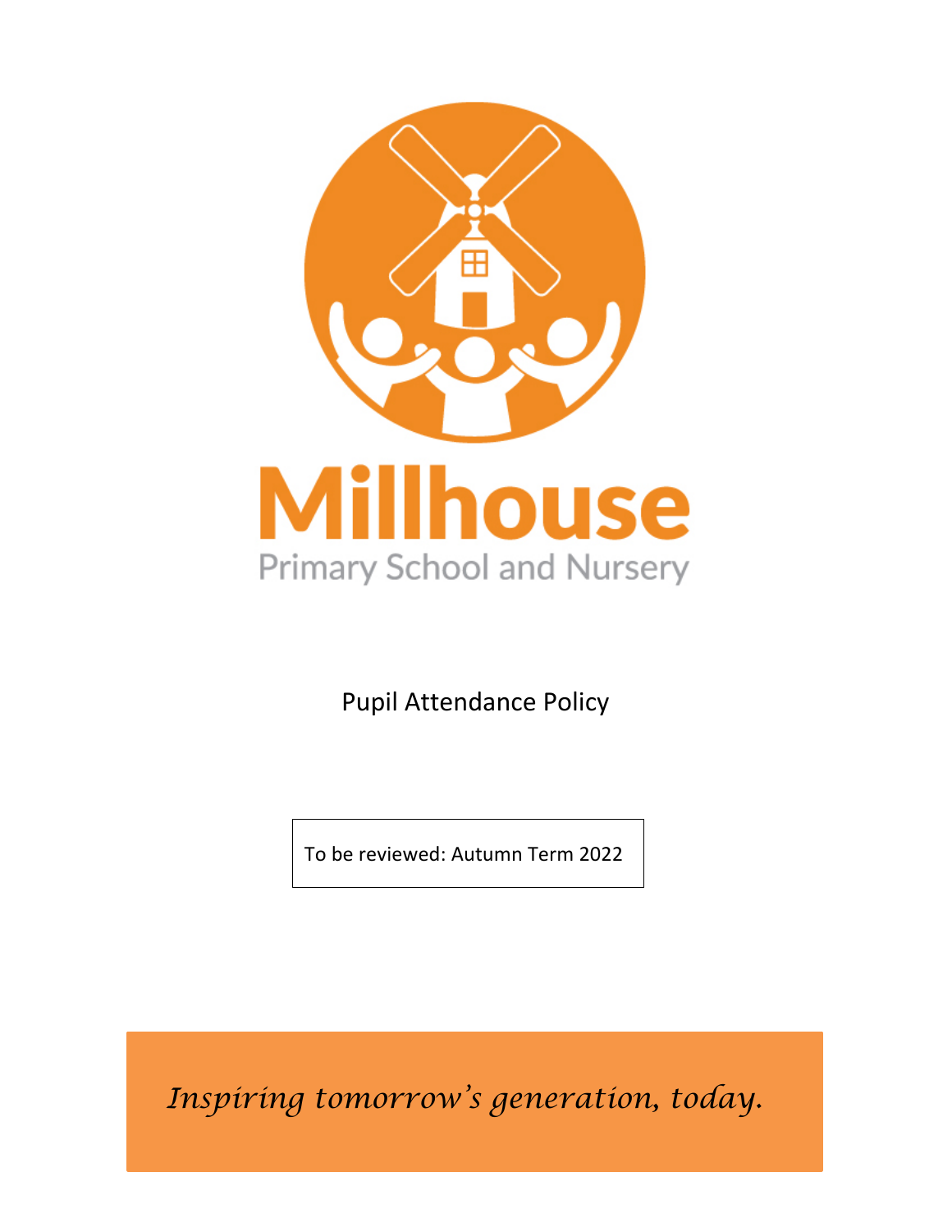# Millhouse

Primary School and Nursery

# Pupil Attendance Policy

To be reviewed: Autumn Term 2022

*Inspiring tomorrow's generation, today.*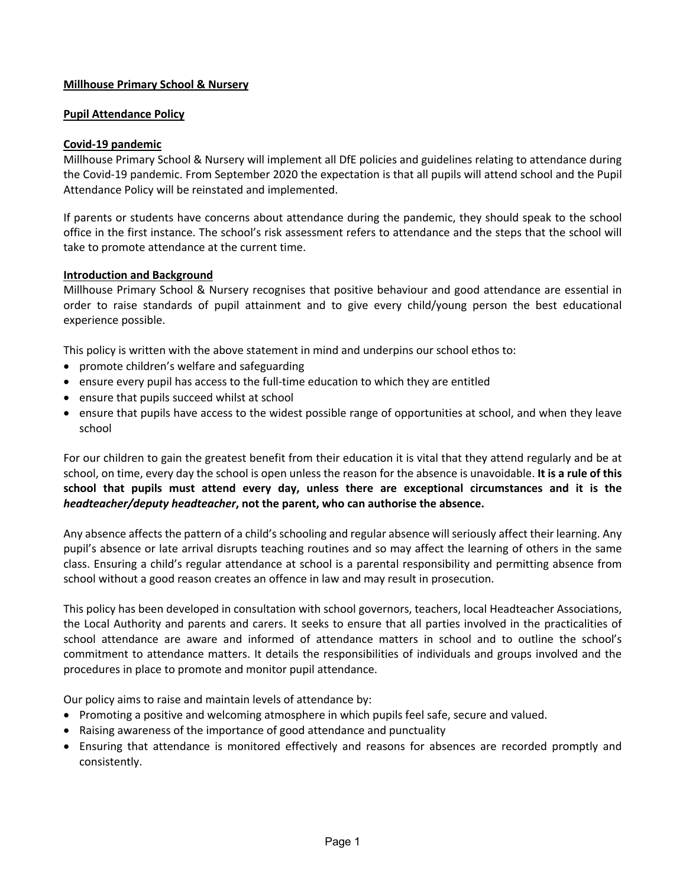**Millhouse Primary School & Nursery**

**Pupil Attendance Policy**

**Covid-19 pandemic**

Millhouse Primary School & Nursery will implement all DfE policies and guidelines relating to attendance during the Covid-19 pandemic. From September 2020 the expectation is that all pupils will attend school and the Pupil Attendance Policy will be reinstated and implemented.

If parents or students have concerns about attendance during the pandemic, they should speak to the school office in the first instance. The school's risk assessment refers to attendance and the steps that the school will take to promote attendance at the current time.

**Introduction and Background**

Millhouse Primary School & Nursery recognises that positive behaviour and good attendance are essential in order to raise standards of pupil attainment and to give every child/young person the best educational experience possible.

This policy is written with the above statement in mind and underpins our school ethos to:

- promote children's welfare and safeguarding
- ensure every pupil has access to the full-time education to which they are entitled
- ensure that pupils succeed whilst at school
- ensure that pupils have access to the widest possible range of opportunities at school, and when they leave school

For our children to gain the greatest benefit from their education it is vital that they attend regularly and be at school, on time, every day the school is open unless the reason for the absence is unavoidable. **It is a rule of this school that pupils must attend every day, unless there are exceptional circumstances and it is the *headteacher/deputy headteacher*, not the parent, who can authorise the absence.**

Any absence affects the pattern of a child's schooling and regular absence will seriously affect their learning. Any pupil's absence or late arrival disrupts teaching routines and so may affect the learning of others in the same class. Ensuring a child's regular attendance at school is a parental responsibility and permitting absence from school without a good reason creates an offence in law and may result in prosecution.

This policy has been developed in consultation with school governors, teachers, local Headteacher Associations, the Local Authority and parents and carers. It seeks to ensure that all parties involved in the practicalities of school attendance are aware and informed of attendance matters in school and to outline the school's commitment to attendance matters. It details the responsibilities of individuals and groups involved and the procedures in place to promote and monitor pupil attendance.

Our policy aims to raise and maintain levels of attendance by:

- Promoting a positive and welcoming atmosphere in which pupils feel safe, secure and valued.
- Raising awareness of the importance of good attendance and punctuality
- Ensuring that attendance is monitored effectively and reasons for absences are recorded promptly and consistently.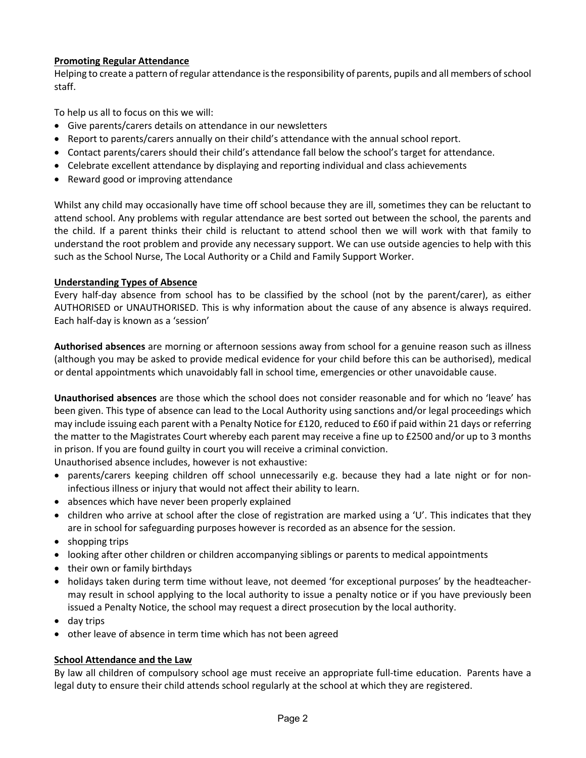**Promoting Regular Attendance**

Helping to create a pattern of regular attendance is the responsibility of parents, pupils and all members of school staff.

To help us all to focus on this we will:

- Give parents/carers details on attendance in our newsletters
- Report to parents/carers annually on their child's attendance with the annual school report.
- Contact parents/carers should their child's attendance fall below the school's target for attendance.
- Celebrate excellent attendance by displaying and reporting individual and class achievements
- Reward good or improving attendance

Whilst any child may occasionally have time off school because they are ill, sometimes they can be reluctant to attend school. Any problems with regular attendance are best sorted out between the school, the parents and the child. If a parent thinks their child is reluctant to attend school then we will work with that family to understand the root problem and provide any necessary support. We can use outside agencies to help with this such as the School Nurse, The Local Authority or a Child and Family Support Worker.

**Understanding Types of Absence**

Every half-day absence from school has to be classified by the school (not by the parent/carer), as either AUTHORISED or UNAUTHORISED. This is why information about the cause of any absence is always required. Each half-day is known as a 'session'

**Authorised absences** are morning or afternoon sessions away from school for a genuine reason such as illness (although you may be asked to provide medical evidence for your child before this can be authorised), medical or dental appointments which unavoidably fall in school time, emergencies or other unavoidable cause.

**Unauthorised absences** are those which the school does not consider reasonable and for which no 'leave' has been given. This type of absence can lead to the Local Authority using sanctions and/or legal proceedings which may include issuing each parent with a Penalty Notice for £120, reduced to £60 if paid within 21 days or referring the matter to the Magistrates Court whereby each parent may receive a fine up to £2500 and/or up to 3 months in prison. If you are found guilty in court you will receive a criminal conviction.

Unauthorised absence includes, however is not exhaustive:

- parents/carers keeping children off school unnecessarily e.g. because they had a late night or for non-infectious illness or injury that would not affect their ability to learn.
- absences which have never been properly explained
- children who arrive at school after the close of registration are marked using a 'U'. This indicates that they are in school for safeguarding purposes however is recorded as an absence for the session.
- shopping trips
- looking after other children or children accompanying siblings or parents to medical appointments
- their own or family birthdays
- holidays taken during term time without leave, not deemed 'for exceptional purposes' by the headteacher-may result in school applying to the local authority to issue a penalty notice or if you have previously been issued a Penalty Notice, the school may request a direct prosecution by the local authority.
- day trips
- other leave of absence in term time which has not been agreed

**School Attendance and the Law**

By law all children of compulsory school age must receive an appropriate full-time education. Parents have a legal duty to ensure their child attends school regularly at the school at which they are registered.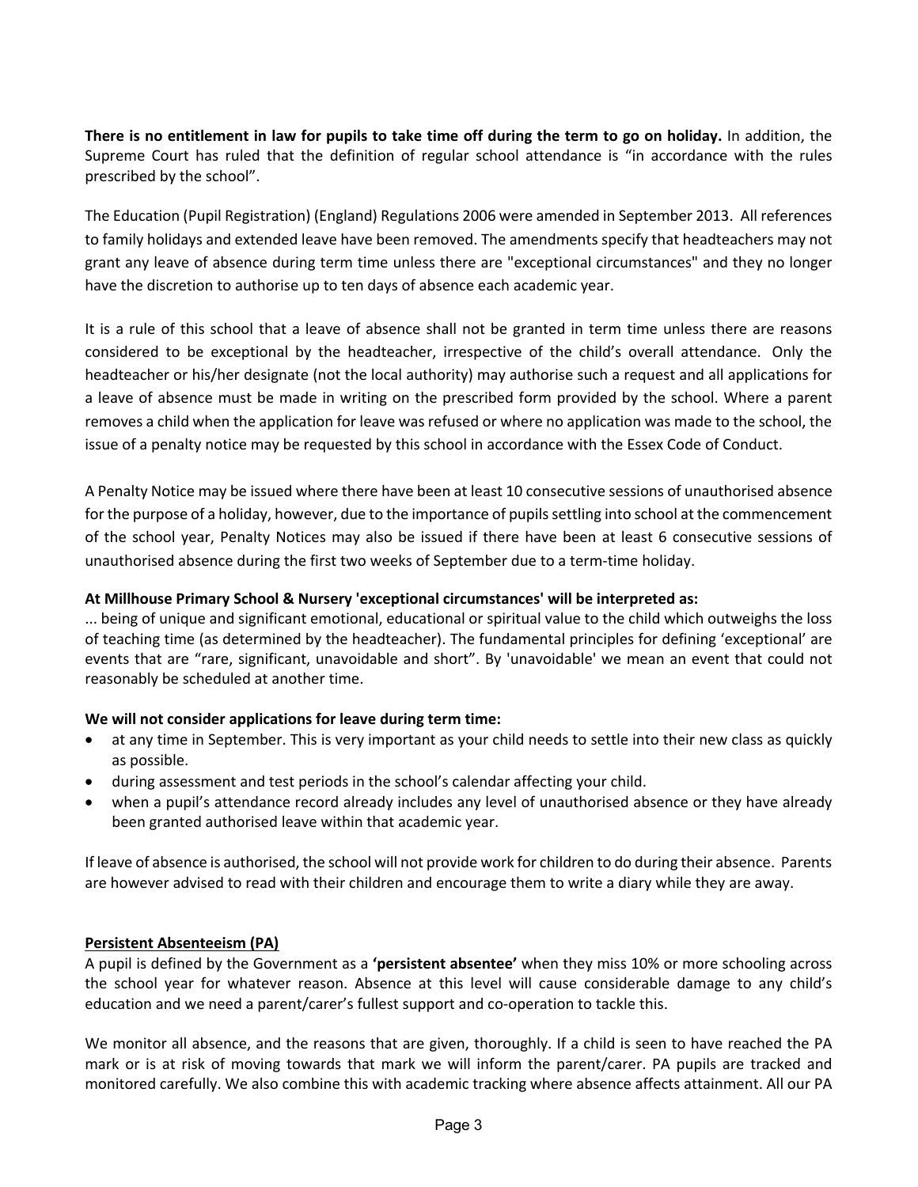**There is no entitlement in law for pupils to take time off during the term to go on holiday.** In addition, the Supreme Court has ruled that the definition of regular school attendance is "in accordance with the rules prescribed by the school".

The Education (Pupil Registration) (England) Regulations 2006 were amended in September 2013. All references to family holidays and extended leave have been removed. The amendments specify that headteachers may not grant any leave of absence during term time unless there are "exceptional circumstances" and they no longer have the discretion to authorise up to ten days of absence each academic year.

It is a rule of this school that a leave of absence shall not be granted in term time unless there are reasons considered to be exceptional by the headteacher, irrespective of the child's overall attendance. Only the headteacher or his/her designate (not the local authority) may authorise such a request and all applications for a leave of absence must be made in writing on the prescribed form provided by the school. Where a parent removes a child when the application for leave was refused or where no application was made to the school, the issue of a penalty notice may be requested by this school in accordance with the Essex Code of Conduct.

A Penalty Notice may be issued where there have been at least 10 consecutive sessions of unauthorised absence for the purpose of a holiday, however, due to the importance of pupils settling into school at the commencement of the school year, Penalty Notices may also be issued if there have been at least 6 consecutive sessions of unauthorised absence during the first two weeks of September due to a term-time holiday.

**At Millhouse Primary School & Nursery 'exceptional circumstances' will be interpreted as:**
... being of unique and significant emotional, educational or spiritual value to the child which outweighs the loss of teaching time (as determined by the headteacher). The fundamental principles for defining 'exceptional' are events that are "rare, significant, unavoidable and short". By 'unavoidable' we mean an event that could not reasonably be scheduled at another time.

**We will not consider applications for leave during term time:**

- at any time in September. This is very important as your child needs to settle into their new class as quickly as possible.
- during assessment and test periods in the school's calendar affecting your child.
- when a pupil's attendance record already includes any level of unauthorised absence or they have already been granted authorised leave within that academic year.

If leave of absence is authorised, the school will not provide work for children to do during their absence. Parents are however advised to read with their children and encourage them to write a diary while they are away.

## Persistent Absenteeism (PA)

A pupil is defined by the Government as a **'persistent absentee'** when they miss 10% or more schooling across the school year for whatever reason. Absence at this level will cause considerable damage to any child's education and we need a parent/carer's fullest support and co-operation to tackle this.

We monitor all absence, and the reasons that are given, thoroughly. If a child is seen to have reached the PA mark or is at risk of moving towards that mark we will inform the parent/carer. PA pupils are tracked and monitored carefully. We also combine this with academic tracking where absence affects attainment. All our PA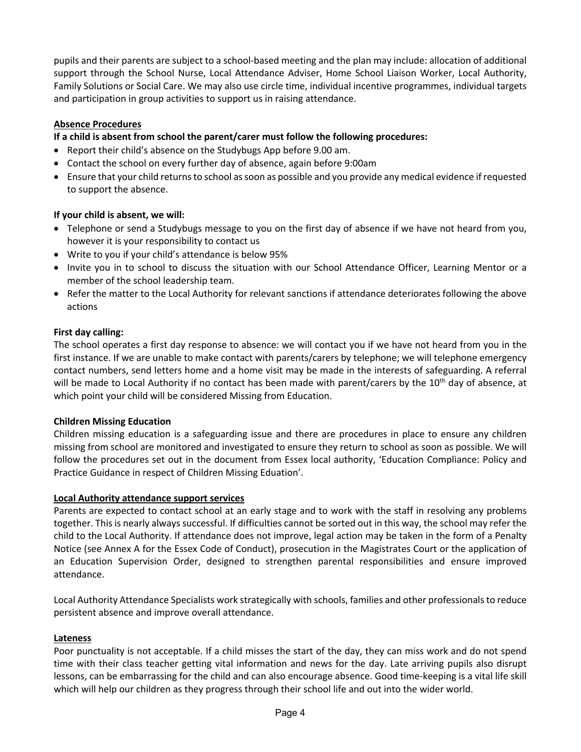pupils and their parents are subject to a school-based meeting and the plan may include: allocation of additional support through the School Nurse, Local Attendance Adviser, Home School Liaison Worker, Local Authority, Family Solutions or Social Care. We may also use circle time, individual incentive programmes, individual targets and participation in group activities to support us in raising attendance.

**Absence Procedures**

**If a child is absent from school the parent/carer must follow the following procedures:**

- Report their child's absence on the Studybugs App before 9.00 am.
- Contact the school on every further day of absence, again before 9:00am
- Ensure that your child returns to school as soon as possible and you provide any medical evidence if requested to support the absence.

**If your child is absent, we will:**

- Telephone or send a Studybugs message to you on the first day of absence if we have not heard from you, however it is your responsibility to contact us
- Write to you if your child's attendance is below 95%
- Invite you in to school to discuss the situation with our School Attendance Officer, Learning Mentor or a member of the school leadership team.
- Refer the matter to the Local Authority for relevant sanctions if attendance deteriorates following the above actions

**First day calling:**

The school operates a first day response to absence: we will contact you if we have not heard from you in the first instance. If we are unable to make contact with parents/carers by telephone; we will telephone emergency contact numbers, send letters home and a home visit may be made in the interests of safeguarding. A referral will be made to Local Authority if no contact has been made with parent/carers by the 10th day of absence, at which point your child will be considered Missing from Education.

**Children Missing Education**

Children missing education is a safeguarding issue and there are procedures in place to ensure any children missing from school are monitored and investigated to ensure they return to school as soon as possible. We will follow the procedures set out in the document from Essex local authority, 'Education Compliance: Policy and Practice Guidance in respect of Children Missing Eduation'.

**Local Authority attendance support services**

Parents are expected to contact school at an early stage and to work with the staff in resolving any problems together. This is nearly always successful. If difficulties cannot be sorted out in this way, the school may refer the child to the Local Authority. If attendance does not improve, legal action may be taken in the form of a Penalty Notice (see Annex A for the Essex Code of Conduct), prosecution in the Magistrates Court or the application of an Education Supervision Order, designed to strengthen parental responsibilities and ensure improved attendance.

Local Authority Attendance Specialists work strategically with schools, families and other professionals to reduce persistent absence and improve overall attendance.

**Lateness**

Poor punctuality is not acceptable. If a child misses the start of the day, they can miss work and do not spend time with their class teacher getting vital information and news for the day. Late arriving pupils also disrupt lessons, can be embarrassing for the child and can also encourage absence. Good time-keeping is a vital life skill which will help our children as they progress through their school life and out into the wider world.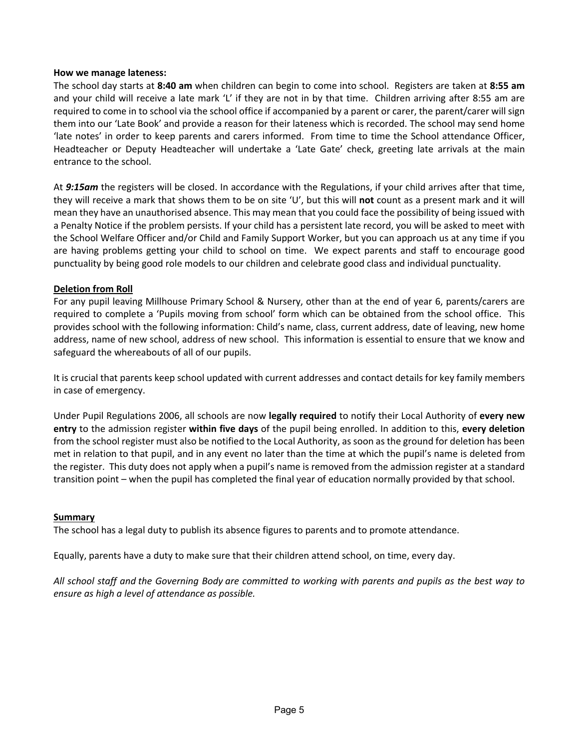**How we manage lateness:**

The school day starts at **8:40 am** when children can begin to come into school. Registers are taken at **8:55 am** and your child will receive a late mark 'L' if they are not in by that time. Children arriving after 8:55 am are required to come in to school via the school office if accompanied by a parent or carer, the parent/carer will sign them into our 'Late Book' and provide a reason for their lateness which is recorded. The school may send home 'late notes' in order to keep parents and carers informed. From time to time the School attendance Officer, Headteacher or Deputy Headteacher will undertake a 'Late Gate' check, greeting late arrivals at the main entrance to the school.

At ***9:15am*** the registers will be closed. In accordance with the Regulations, if your child arrives after that time, they will receive a mark that shows them to be on site 'U', but this will **not** count as a present mark and it will mean they have an unauthorised absence. This may mean that you could face the possibility of being issued with a Penalty Notice if the problem persists. If your child has a persistent late record, you will be asked to meet with the School Welfare Officer and/or Child and Family Support Worker, but you can approach us at any time if you are having problems getting your child to school on time. We expect parents and staff to encourage good punctuality by being good role models to our children and celebrate good class and individual punctuality.

**Deletion from Roll**

For any pupil leaving Millhouse Primary School & Nursery, other than at the end of year 6, parents/carers are required to complete a 'Pupils moving from school' form which can be obtained from the school office. This provides school with the following information: Child's name, class, current address, date of leaving, new home address, name of new school, address of new school. This information is essential to ensure that we know and safeguard the whereabouts of all of our pupils.

It is crucial that parents keep school updated with current addresses and contact details for key family members in case of emergency.

Under Pupil Regulations 2006, all schools are now **legally required** to notify their Local Authority of **every new entry** to the admission register **within five days** of the pupil being enrolled. In addition to this, **every deletion** from the school register must also be notified to the Local Authority, as soon as the ground for deletion has been met in relation to that pupil, and in any event no later than the time at which the pupil's name is deleted from the register. This duty does not apply when a pupil's name is removed from the admission register at a standard transition point – when the pupil has completed the final year of education normally provided by that school.

**Summary**

The school has a legal duty to publish its absence figures to parents and to promote attendance.

Equally, parents have a duty to make sure that their children attend school, on time, every day.

*All school staff and the Governing Body are committed to working with parents and pupils as the best way to ensure as high a level of attendance as possible.*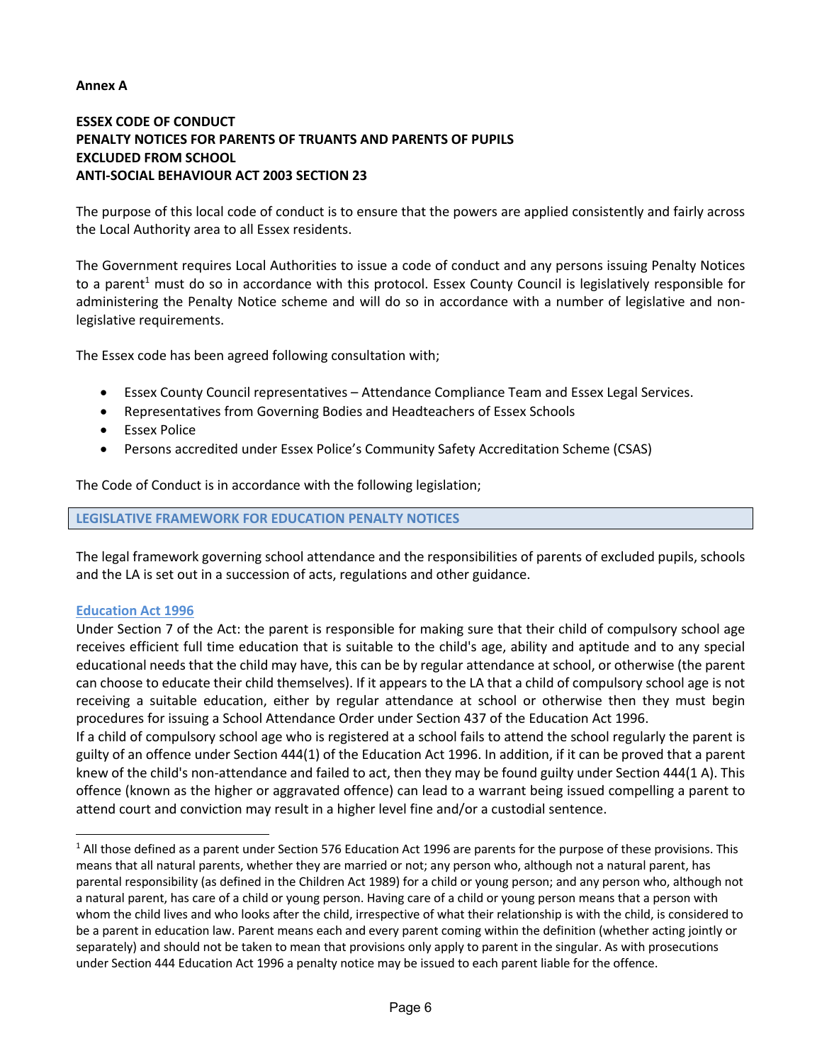**Annex A**

**ESSEX CODE OF CONDUCT**
**PENALTY NOTICES FOR PARENTS OF TRUANTS AND PARENTS OF PUPILS EXCLUDED FROM SCHOOL**
**ANTI-SOCIAL BEHAVIOUR ACT 2003 SECTION 23**

The purpose of this local code of conduct is to ensure that the powers are applied consistently and fairly across the Local Authority area to all Essex residents.

The Government requires Local Authorities to issue a code of conduct and any persons issuing Penalty Notices to a parent[1] must do so in accordance with this protocol. Essex County Council is legislatively responsible for administering the Penalty Notice scheme and will do so in accordance with a number of legislative and non-legislative requirements.

The Essex code has been agreed following consultation with;

- Essex County Council representatives – Attendance Compliance Team and Essex Legal Services.
- Representatives from Governing Bodies and Headteachers of Essex Schools
- Essex Police
- Persons accredited under Essex Police's Community Safety Accreditation Scheme (CSAS)

The Code of Conduct is in accordance with the following legislation;

## LEGISLATIVE FRAMEWORK FOR EDUCATION PENALTY NOTICES

The legal framework governing school attendance and the responsibilities of parents of excluded pupils, schools and the LA is set out in a succession of acts, regulations and other guidance.

### Education Act 1996

Under Section 7 of the Act: the parent is responsible for making sure that their child of compulsory school age receives efficient full time education that is suitable to the child's age, ability and aptitude and to any special educational needs that the child may have, this can be by regular attendance at school, or otherwise (the parent can choose to educate their child themselves). If it appears to the LA that a child of compulsory school age is not receiving a suitable education, either by regular attendance at school or otherwise then they must begin procedures for issuing a School Attendance Order under Section 437 of the Education Act 1996.

If a child of compulsory school age who is registered at a school fails to attend the school regularly the parent is guilty of an offence under Section 444(1) of the Education Act 1996. In addition, if it can be proved that a parent knew of the child's non-attendance and failed to act, then they may be found guilty under Section 444(1 A). This offence (known as the higher or aggravated offence) can lead to a warrant being issued compelling a parent to attend court and conviction may result in a higher level fine and/or a custodial sentence.

---

[1] All those defined as a parent under Section 576 Education Act 1996 are parents for the purpose of these provisions. This means that all natural parents, whether they are married or not; any person who, although not a natural parent, has parental responsibility (as defined in the Children Act 1989) for a child or young person; and any person who, although not a natural parent, has care of a child or young person. Having care of a child or young person means that a person with whom the child lives and who looks after the child, irrespective of what their relationship is with the child, is considered to be a parent in education law. Parent means each and every parent coming within the definition (whether acting jointly or separately) and should not be taken to mean that provisions only apply to parent in the singular. As with prosecutions under Section 444 Education Act 1996 a penalty notice may be issued to each parent liable for the offence.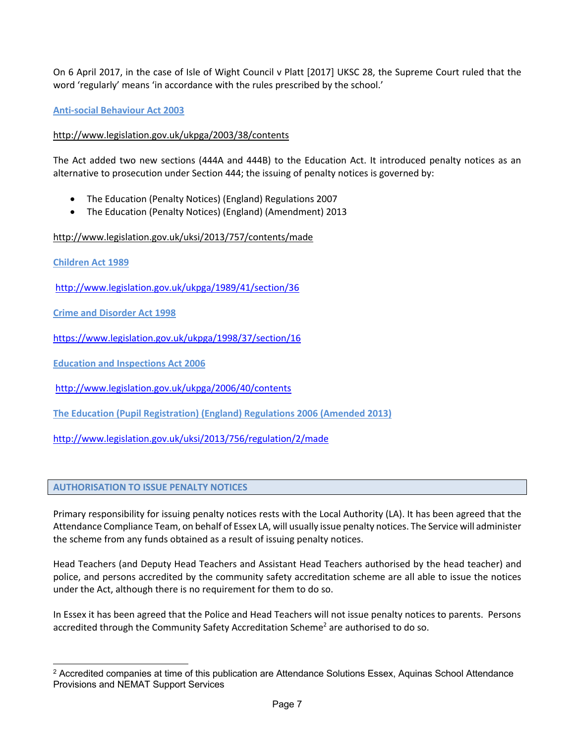On 6 April 2017, in the case of Isle of Wight Council v Platt [2017] UKSC 28, the Supreme Court ruled that the word 'regularly' means 'in accordance with the rules prescribed by the school.'

**Anti-social Behaviour Act 2003**

http://www.legislation.gov.uk/ukpga/2003/38/contents

The Act added two new sections (444A and 444B) to the Education Act. It introduced penalty notices as an alternative to prosecution under Section 444; the issuing of penalty notices is governed by:

- The Education (Penalty Notices) (England) Regulations 2007
- The Education (Penalty Notices) (England) (Amendment) 2013

http://www.legislation.gov.uk/uksi/2013/757/contents/made

**Children Act 1989**

http://www.legislation.gov.uk/ukpga/1989/41/section/36

**Crime and Disorder Act 1998**

https://www.legislation.gov.uk/ukpga/1998/37/section/16

**Education and Inspections Act 2006**

http://www.legislation.gov.uk/ukpga/2006/40/contents

**The Education (Pupil Registration) (England) Regulations 2006 (Amended 2013)**

http://www.legislation.gov.uk/uksi/2013/756/regulation/2/made

## AUTHORISATION TO ISSUE PENALTY NOTICES

Primary responsibility for issuing penalty notices rests with the Local Authority (LA). It has been agreed that the Attendance Compliance Team, on behalf of Essex LA, will usually issue penalty notices. The Service will administer the scheme from any funds obtained as a result of issuing penalty notices.

Head Teachers (and Deputy Head Teachers and Assistant Head Teachers authorised by the head teacher) and police, and persons accredited by the community safety accreditation scheme are all able to issue the notices under the Act, although there is no requirement for them to do so.

In Essex it has been agreed that the Police and Head Teachers will not issue penalty notices to parents. Persons accredited through the Community Safety Accreditation Scheme[2] are authorised to do so.

[2] Accredited companies at time of this publication are Attendance Solutions Essex, Aquinas School Attendance Provisions and NEMAT Support Services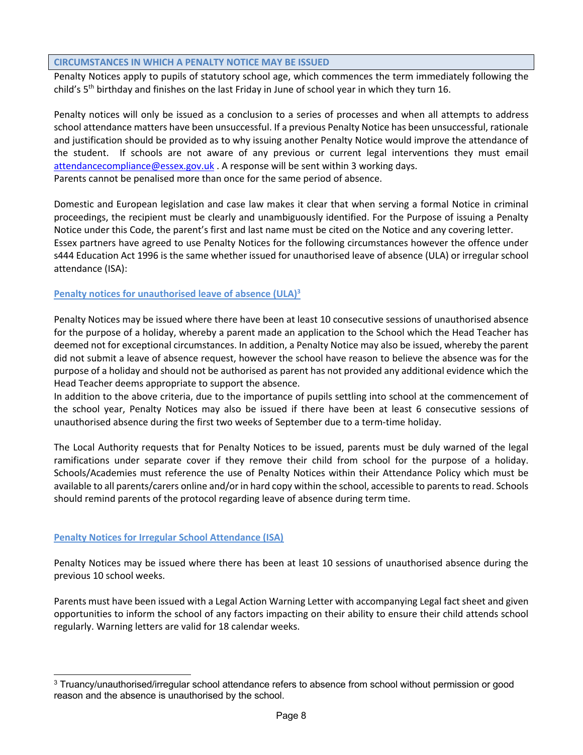## CIRCUMSTANCES IN WHICH A PENALTY NOTICE MAY BE ISSUED

Penalty Notices apply to pupils of statutory school age, which commences the term immediately following the child's 5th birthday and finishes on the last Friday in June of school year in which they turn 16.

Penalty notices will only be issued as a conclusion to a series of processes and when all attempts to address school attendance matters have been unsuccessful. If a previous Penalty Notice has been unsuccessful, rationale and justification should be provided as to why issuing another Penalty Notice would improve the attendance of the student. If schools are not aware of any previous or current legal interventions they must email attendancecompliance@essex.gov.uk . A response will be sent within 3 working days.
Parents cannot be penalised more than once for the same period of absence.

Domestic and European legislation and case law makes it clear that when serving a formal Notice in criminal proceedings, the recipient must be clearly and unambiguously identified. For the Purpose of issuing a Penalty Notice under this Code, the parent's first and last name must be cited on the Notice and any covering letter.
Essex partners have agreed to use Penalty Notices for the following circumstances however the offence under s444 Education Act 1996 is the same whether issued for unauthorised leave of absence (ULA) or irregular school attendance (ISA):

### Penalty notices for unauthorised leave of absence (ULA)[3]

Penalty Notices may be issued where there have been at least 10 consecutive sessions of unauthorised absence for the purpose of a holiday, whereby a parent made an application to the School which the Head Teacher has deemed not for exceptional circumstances. In addition, a Penalty Notice may also be issued, whereby the parent did not submit a leave of absence request, however the school have reason to believe the absence was for the purpose of a holiday and should not be authorised as parent has not provided any additional evidence which the Head Teacher deems appropriate to support the absence.
In addition to the above criteria, due to the importance of pupils settling into school at the commencement of the school year, Penalty Notices may also be issued if there have been at least 6 consecutive sessions of unauthorised absence during the first two weeks of September due to a term-time holiday.

The Local Authority requests that for Penalty Notices to be issued, parents must be duly warned of the legal ramifications under separate cover if they remove their child from school for the purpose of a holiday. Schools/Academies must reference the use of Penalty Notices within their Attendance Policy which must be available to all parents/carers online and/or in hard copy within the school, accessible to parents to read. Schools should remind parents of the protocol regarding leave of absence during term time.

### Penalty Notices for Irregular School Attendance (ISA)

Penalty Notices may be issued where there has been at least 10 sessions of unauthorised absence during the previous 10 school weeks.

Parents must have been issued with a Legal Action Warning Letter with accompanying Legal fact sheet and given opportunities to inform the school of any factors impacting on their ability to ensure their child attends school regularly. Warning letters are valid for 18 calendar weeks.

---

[3] Truancy/unauthorised/irregular school attendance refers to absence from school without permission or good reason and the absence is unauthorised by the school.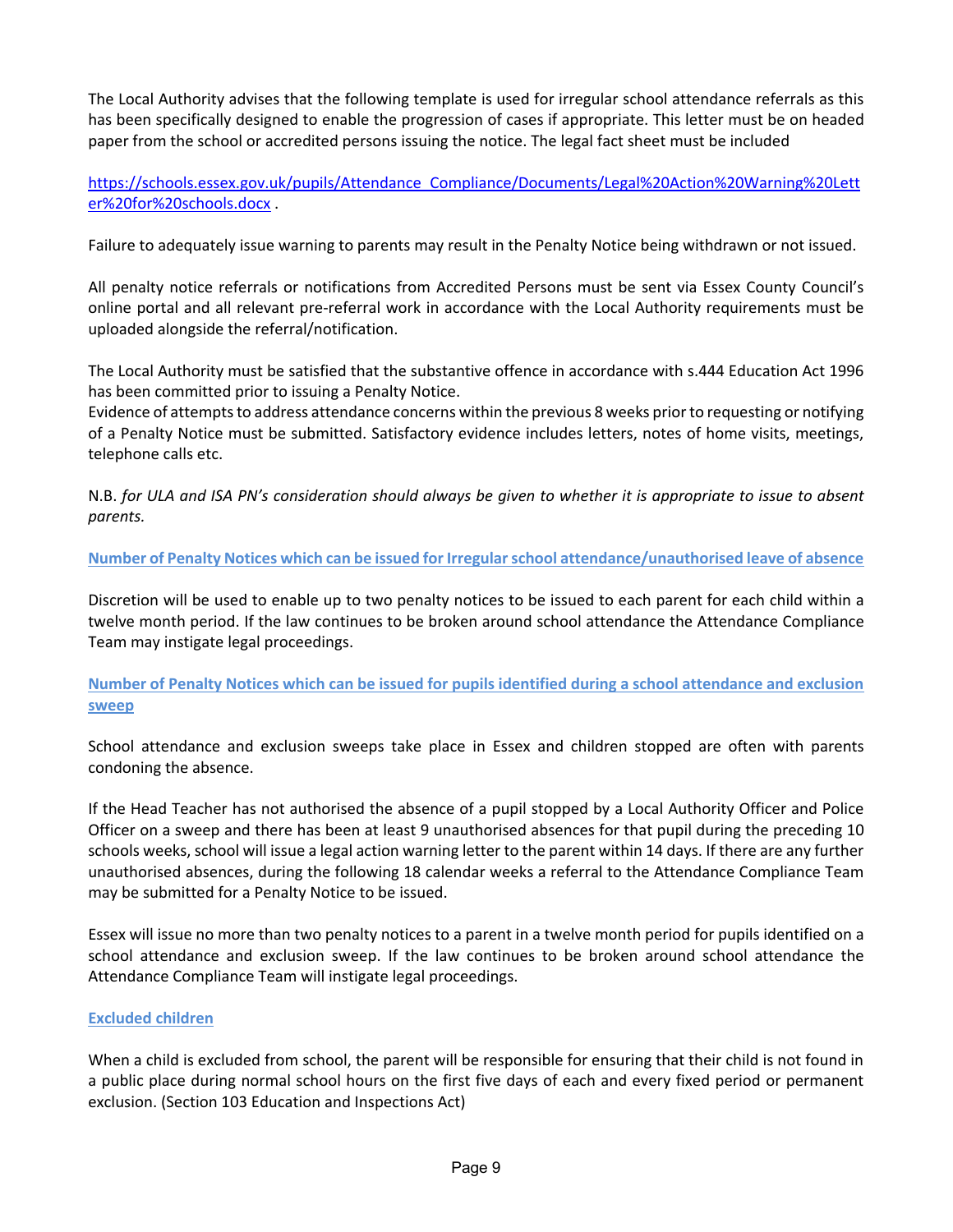The Local Authority advises that the following template is used for irregular school attendance referrals as this has been specifically designed to enable the progression of cases if appropriate. This letter must be on headed paper from the school or accredited persons issuing the notice. The legal fact sheet must be included

[https://schools.essex.gov.uk/pupils/Attendance_Compliance/Documents/Legal%20Action%20Warning%20Letter%20for%20schools.docx](https://schools.essex.gov.uk/pupils/Attendance_Compliance/Documents/Legal%20Action%20Warning%20Letter%20for%20schools.docx) .

Failure to adequately issue warning to parents may result in the Penalty Notice being withdrawn or not issued.

All penalty notice referrals or notifications from Accredited Persons must be sent via Essex County Council's online portal and all relevant pre-referral work in accordance with the Local Authority requirements must be uploaded alongside the referral/notification.

The Local Authority must be satisfied that the substantive offence in accordance with s.444 Education Act 1996 has been committed prior to issuing a Penalty Notice.
Evidence of attempts to address attendance concerns within the previous 8 weeks prior to requesting or notifying of a Penalty Notice must be submitted. Satisfactory evidence includes letters, notes of home visits, meetings, telephone calls etc.

N.B. *for ULA and ISA PN's consideration should always be given to whether it is appropriate to issue to absent parents.*

## Number of Penalty Notices which can be issued for Irregular school attendance/unauthorised leave of absence

Discretion will be used to enable up to two penalty notices to be issued to each parent for each child within a twelve month period. If the law continues to be broken around school attendance the Attendance Compliance Team may instigate legal proceedings.

## Number of Penalty Notices which can be issued for pupils identified during a school attendance and exclusion sweep

School attendance and exclusion sweeps take place in Essex and children stopped are often with parents condoning the absence.

If the Head Teacher has not authorised the absence of a pupil stopped by a Local Authority Officer and Police Officer on a sweep and there has been at least 9 unauthorised absences for that pupil during the preceding 10 schools weeks, school will issue a legal action warning letter to the parent within 14 days. If there are any further unauthorised absences, during the following 18 calendar weeks a referral to the Attendance Compliance Team may be submitted for a Penalty Notice to be issued.

Essex will issue no more than two penalty notices to a parent in a twelve month period for pupils identified on a school attendance and exclusion sweep. If the law continues to be broken around school attendance the Attendance Compliance Team will instigate legal proceedings.

## Excluded children

When a child is excluded from school, the parent will be responsible for ensuring that their child is not found in a public place during normal school hours on the first five days of each and every fixed period or permanent exclusion. (Section 103 Education and Inspections Act)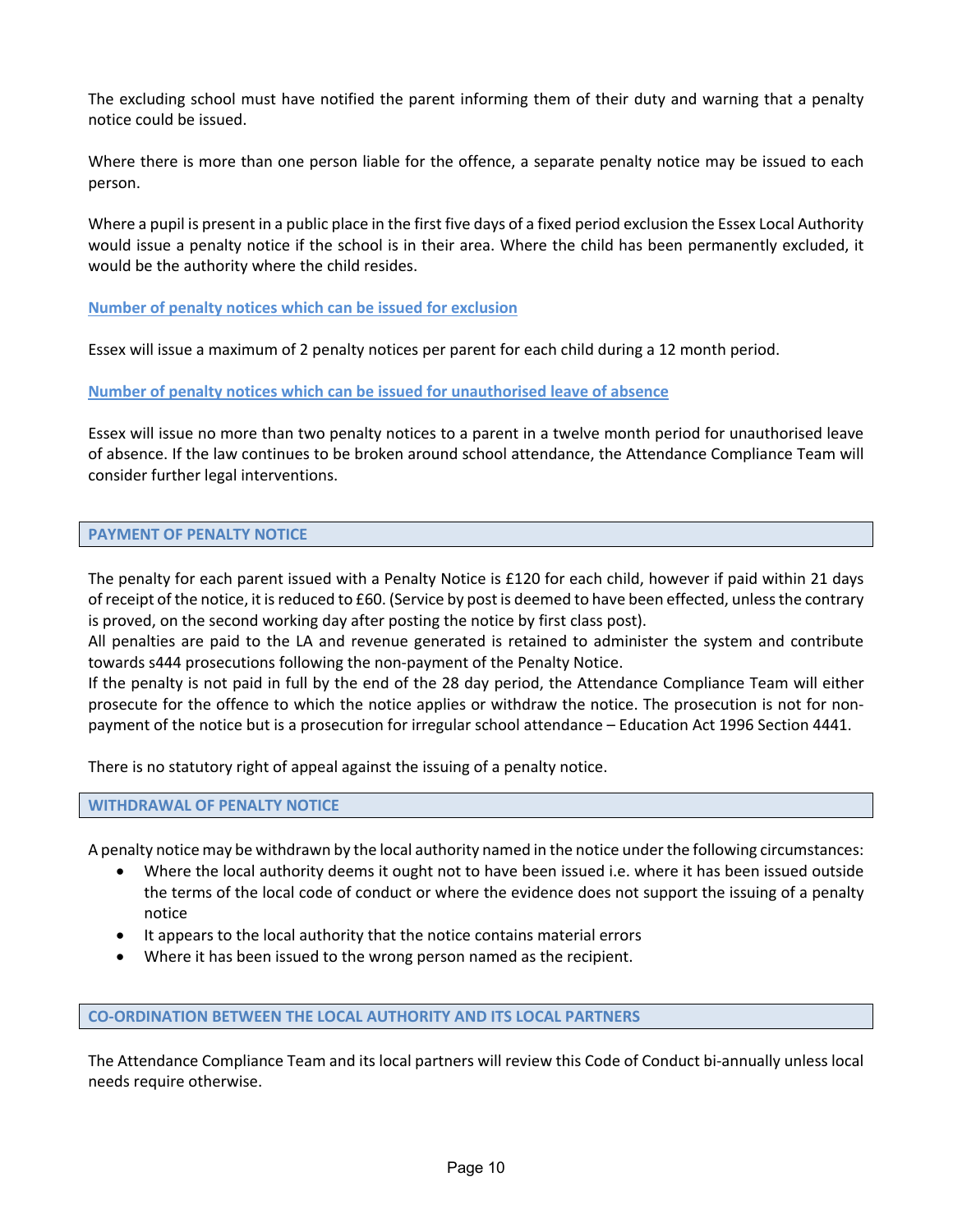The excluding school must have notified the parent informing them of their duty and warning that a penalty notice could be issued.

Where there is more than one person liable for the offence, a separate penalty notice may be issued to each person.

Where a pupil is present in a public place in the first five days of a fixed period exclusion the Essex Local Authority would issue a penalty notice if the school is in their area. Where the child has been permanently excluded, it would be the authority where the child resides.

**Number of penalty notices which can be issued for exclusion**

Essex will issue a maximum of 2 penalty notices per parent for each child during a 12 month period.

**Number of penalty notices which can be issued for unauthorised leave of absence**

Essex will issue no more than two penalty notices to a parent in a twelve month period for unauthorised leave of absence. If the law continues to be broken around school attendance, the Attendance Compliance Team will consider further legal interventions.

## PAYMENT OF PENALTY NOTICE

The penalty for each parent issued with a Penalty Notice is £120 for each child, however if paid within 21 days of receipt of the notice, it is reduced to £60. (Service by post is deemed to have been effected, unless the contrary is proved, on the second working day after posting the notice by first class post).
All penalties are paid to the LA and revenue generated is retained to administer the system and contribute towards s444 prosecutions following the non-payment of the Penalty Notice.
If the penalty is not paid in full by the end of the 28 day period, the Attendance Compliance Team will either prosecute for the offence to which the notice applies or withdraw the notice. The prosecution is not for non-payment of the notice but is a prosecution for irregular school attendance – Education Act 1996 Section 4441.

There is no statutory right of appeal against the issuing of a penalty notice.

## WITHDRAWAL OF PENALTY NOTICE

A penalty notice may be withdrawn by the local authority named in the notice under the following circumstances:

- Where the local authority deems it ought not to have been issued i.e. where it has been issued outside the terms of the local code of conduct or where the evidence does not support the issuing of a penalty notice
- It appears to the local authority that the notice contains material errors
- Where it has been issued to the wrong person named as the recipient.

## CO-ORDINATION BETWEEN THE LOCAL AUTHORITY AND ITS LOCAL PARTNERS

The Attendance Compliance Team and its local partners will review this Code of Conduct bi-annually unless local needs require otherwise.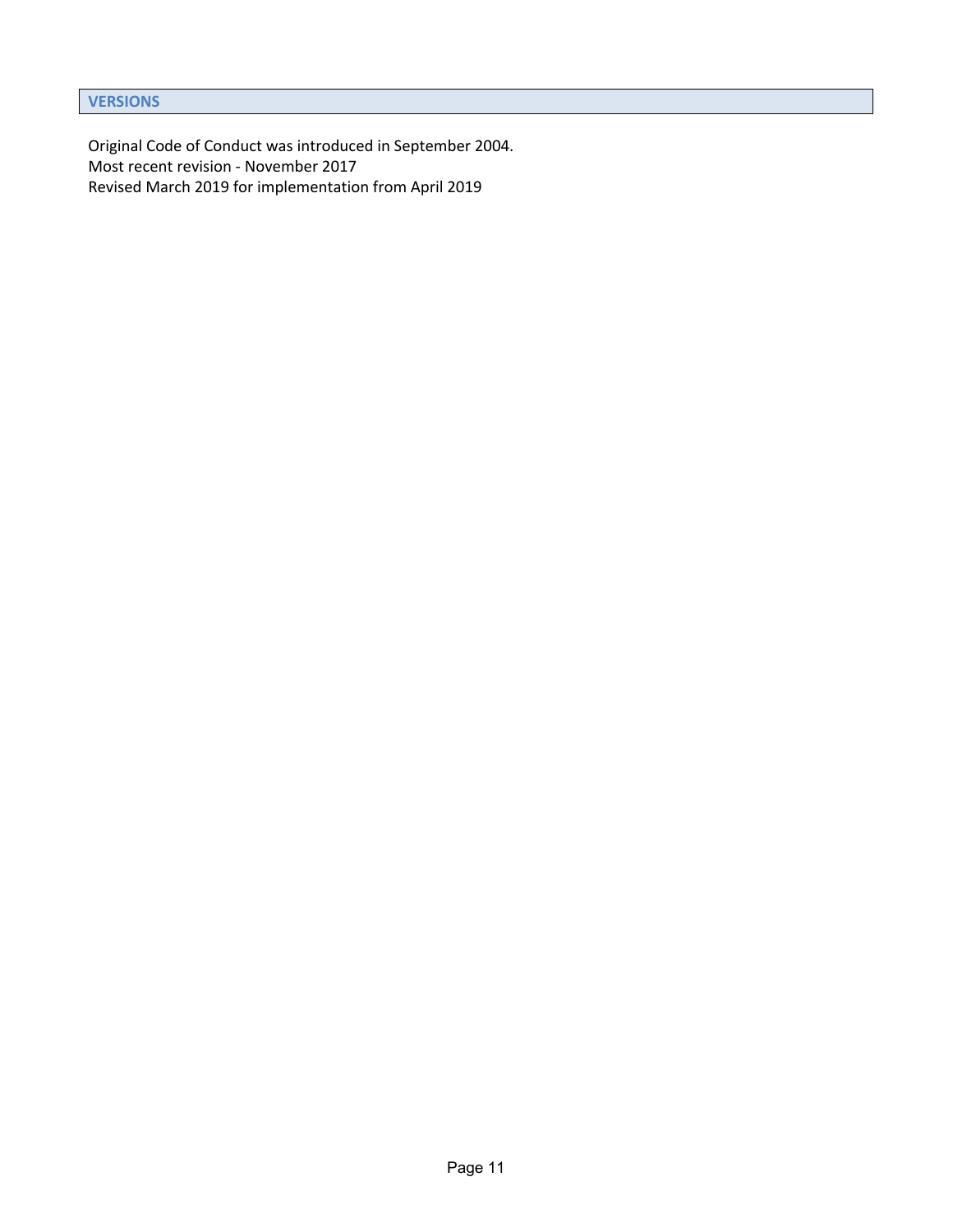## VERSIONS

Original Code of Conduct was introduced in September 2004.
Most recent revision - November 2017
Revised March 2019 for implementation from April 2019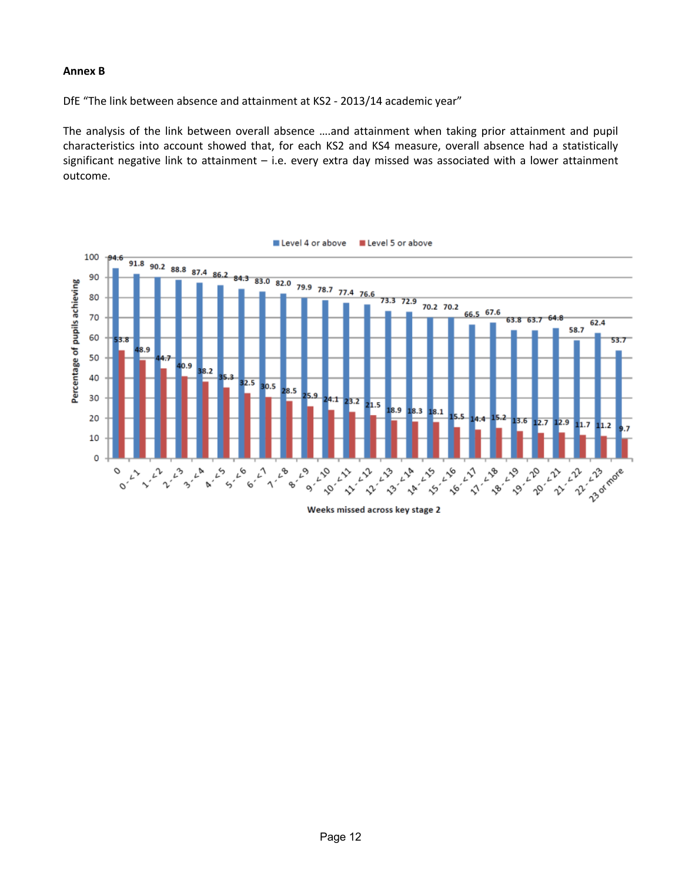**Annex B**

DfE "The link between absence and attainment at KS2 - 2013/14 academic year"

The analysis of the link between overall absence ….and attainment when taking prior attainment and pupil characteristics into account showed that, for each KS2 and KS4 measure, overall absence had a statistically significant negative link to attainment – i.e. every extra day missed was associated with a lower attainment outcome.

Level 4 or above
Level 5 or above

Percentage of pupils achieving

0 10 20 30 40 50 60 70 80 90 100

94.6 53.8
91.8 48.9
90.2 44.7
88.8 40.9
87.4 38.2
86.2 35.3
84.3 32.5
83.0 30.5
82.0 28.5
79.9 25.9
78.7 24.1
77.4 23.2
76.6 21.5
73.3 18.9
72.9 18.3
70.2 18.1
70.2 15.5
66.5 14.4
67.6 15.2
63.8 13.6
63.7 12.7
64.8 12.9
58.7 11.7
62.4 11.2
53.7 9.7

0, 0 - < 1, 1 - < 2, 2 - < 3, 3 - < 4, 4 - < 5, 5 - < 6, 6 - < 7, 7 - < 8, 8 - < 9, 9 - < 10, 10 - < 11, 11 - < 12, 12 - < 13, 13 - < 14, 14 - < 15, 15 - < 16, 16 - < 17, 17 - < 18, 18 - < 19, 19 - < 20, 20 - < 21, 21 - < 22, 22 - < 23, 23 or more

Weeks missed across key stage 2